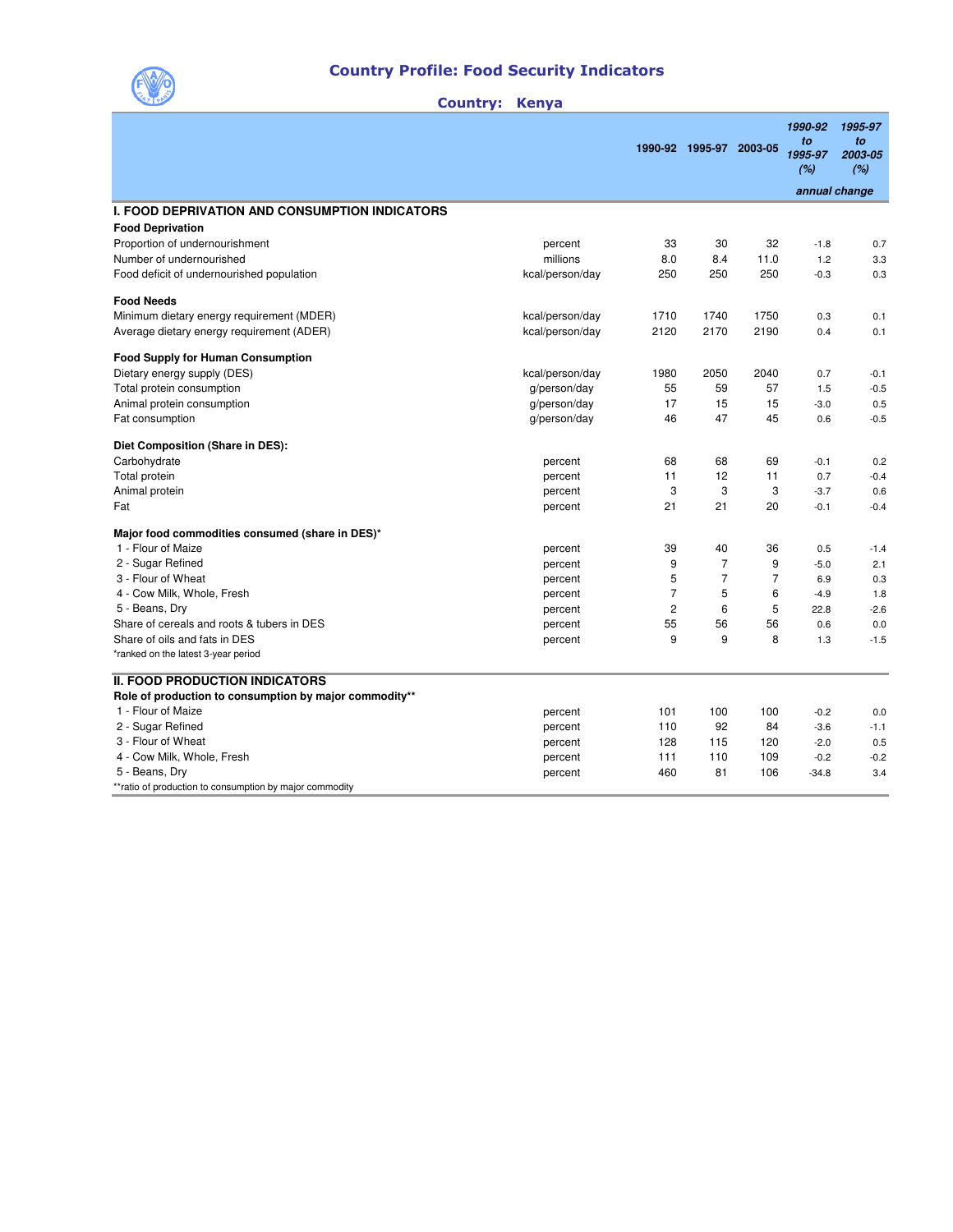# Country Profile: Food Security Indicators

## Country: Kenya

| | | 1990-92 | 1995-97 | 2003-05 | 1990-92 to 1995-97 (%) | 1995-97 to 2003-05 (%) |
|---|---|---|---|---|---|---|
| | | | | | *annual change* | |
| **I. FOOD DEPRIVATION AND CONSUMPTION INDICATORS** | | | | | | |
| **Food Deprivation** | | | | | | |
| Proportion of undernourishment | percent | 33 | 30 | 32 | -1.8 | 0.7 |
| Number of undernourished | millions | 8.0 | 8.4 | 11.0 | 1.2 | 3.3 |
| Food deficit of undernourished population | kcal/person/day | 250 | 250 | 250 | -0.3 | 0.3 |
| **Food Needs** | | | | | | |
| Minimum dietary energy requirement (MDER) | kcal/person/day | 1710 | 1740 | 1750 | 0.3 | 0.1 |
| Average dietary energy requirement (ADER) | kcal/person/day | 2120 | 2170 | 2190 | 0.4 | 0.1 |
| **Food Supply for Human Consumption** | | | | | | |
| Dietary energy supply (DES) | kcal/person/day | 1980 | 2050 | 2040 | 0.7 | -0.1 |
| Total protein consumption | g/person/day | 55 | 59 | 57 | 1.5 | -0.5 |
| Animal protein consumption | g/person/day | 17 | 15 | 15 | -3.0 | 0.5 |
| Fat consumption | g/person/day | 46 | 47 | 45 | 0.6 | -0.5 |
| **Diet Composition (Share in DES):** | | | | | | |
| Carbohydrate | percent | 68 | 68 | 69 | -0.1 | 0.2 |
| Total protein | percent | 11 | 12 | 11 | 0.7 | -0.4 |
| Animal protein | percent | 3 | 3 | 3 | -3.7 | 0.6 |
| Fat | percent | 21 | 21 | 20 | -0.1 | -0.4 |
| **Major food commodities consumed (share in DES)*** | | | | | | |
| 1 - Flour of Maize | percent | 39 | 40 | 36 | 0.5 | -1.4 |
| 2 - Sugar Refined | percent | 9 | 7 | 9 | -5.0 | 2.1 |
| 3 - Flour of Wheat | percent | 5 | 7 | 7 | 6.9 | 0.3 |
| 4 - Cow Milk, Whole, Fresh | percent | 7 | 5 | 6 | -4.9 | 1.8 |
| 5 - Beans, Dry | percent | 2 | 6 | 5 | 22.8 | -2.6 |
| Share of cereals and roots & tubers in DES | percent | 55 | 56 | 56 | 0.6 | 0.0 |
| Share of oils and fats in DES | percent | 9 | 9 | 8 | 1.3 | -1.5 |
| *ranked on the latest 3-year period | | | | | | |
| **II. FOOD PRODUCTION INDICATORS** | | | | | | |
| **Role of production to consumption by major commodity**** | | | | | | |
| 1 - Flour of Maize | percent | 101 | 100 | 100 | -0.2 | 0.0 |
| 2 - Sugar Refined | percent | 110 | 92 | 84 | -3.6 | -1.1 |
| 3 - Flour of Wheat | percent | 128 | 115 | 120 | -2.0 | 0.5 |
| 4 - Cow Milk, Whole, Fresh | percent | 111 | 110 | 109 | -0.2 | -0.2 |
| 5 - Beans, Dry | percent | 460 | 81 | 106 | -34.8 | 3.4 |

**ratio of production to consumption by major commodity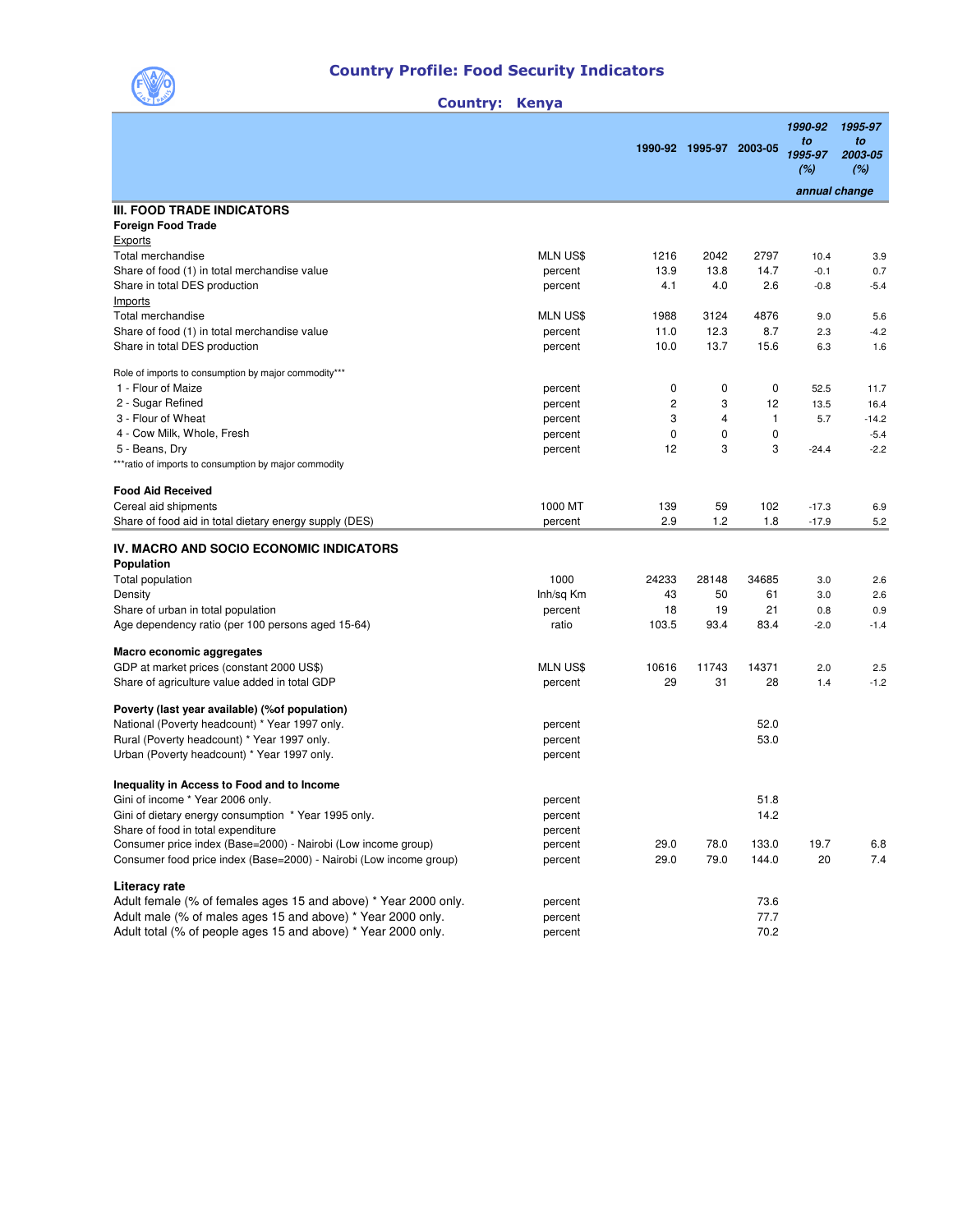# Country Profile: Food Security Indicators

**Country: Kenya**

| | | 1990-92 | 1995-97 | 2003-05 | *1990-92 to 1995-97 (%)* | *1995-97 to 2003-05 (%)* |
|---|---|---|---|---|---|---|
| | | | | | *annual change* | |
| **III. FOOD TRADE INDICATORS** | | | | | | |
| **Foreign Food Trade** | | | | | | |
| Exports | | | | | | |
| Total merchandise | MLN US$ | 1216 | 2042 | 2797 | 10.4 | 3.9 |
| Share of food (1) in total merchandise value | percent | 13.9 | 13.8 | 14.7 | -0.1 | 0.7 |
| Share in total DES production | percent | 4.1 | 4.0 | 2.6 | -0.8 | -5.4 |
| Imports | | | | | | |
| Total merchandise | MLN US$ | 1988 | 3124 | 4876 | 9.0 | 5.6 |
| Share of food (1) in total merchandise value | percent | 11.0 | 12.3 | 8.7 | 2.3 | -4.2 |
| Share in total DES production | percent | 10.0 | 13.7 | 15.6 | 6.3 | 1.6 |
| Role of imports to consumption by major commodity*** | | | | | | |
| 1 - Flour of Maize | percent | 0 | 0 | 0 | 52.5 | 11.7 |
| 2 - Sugar Refined | percent | 2 | 3 | 12 | 13.5 | 16.4 |
| 3 - Flour of Wheat | percent | 3 | 4 | 1 | 5.7 | -14.2 |
| 4 - Cow Milk, Whole, Fresh | percent | 0 | 0 | 0 | | -5.4 |
| 5 - Beans, Dry | percent | 12 | 3 | 3 | -24.4 | -2.2 |
| ***ratio of imports to consumption by major commodity | | | | | | |
| **Food Aid Received** | | | | | | |
| Cereal aid shipments | 1000 MT | 139 | 59 | 102 | -17.3 | 6.9 |
| Share of food aid in total dietary energy supply (DES) | percent | 2.9 | 1.2 | 1.8 | -17.9 | 5.2 |
| **IV. MACRO AND SOCIO ECONOMIC INDICATORS** | | | | | | |
| **Population** | | | | | | |
| Total population | 1000 | 24233 | 28148 | 34685 | 3.0 | 2.6 |
| Density | Inh/sq Km | 43 | 50 | 61 | 3.0 | 2.6 |
| Share of urban in total population | percent | 18 | 19 | 21 | 0.8 | 0.9 |
| Age dependency ratio (per 100 persons aged 15-64) | ratio | 103.5 | 93.4 | 83.4 | -2.0 | -1.4 |
| **Macro economic aggregates** | | | | | | |
| GDP at market prices (constant 2000 US$) | MLN US$ | 10616 | 11743 | 14371 | 2.0 | 2.5 |
| Share of agriculture value added in total GDP | percent | 29 | 31 | 28 | 1.4 | -1.2 |
| **Poverty (last year available) (%of population)** | | | | | | |
| National (Poverty headcount) * Year 1997 only. | percent | | | 52.0 | | |
| Rural (Poverty headcount) * Year 1997 only. | percent | | | 53.0 | | |
| Urban (Poverty headcount) * Year 1997 only. | percent | | | | | |
| **Inequality in Access to Food and to Income** | | | | | | |
| Gini of income * Year 2006 only. | percent | | | 51.8 | | |
| Gini of dietary energy consumption * Year 1995 only. | percent | | | 14.2 | | |
| Share of food in total expenditure | percent | | | | | |
| Consumer price index (Base=2000) - Nairobi (Low income group) | percent | 29.0 | 78.0 | 133.0 | 19.7 | 6.8 |
| Consumer food price index (Base=2000) - Nairobi (Low income group) | percent | 29.0 | 79.0 | 144.0 | 20 | 7.4 |
| **Literacy rate** | | | | | | |
| Adult female (% of females ages 15 and above) * Year 2000 only. | percent | | | 73.6 | | |
| Adult male (% of males ages 15 and above) * Year 2000 only. | percent | | | 77.7 | | |
| Adult total (% of people ages 15 and above) * Year 2000 only. | percent | | | 70.2 | | |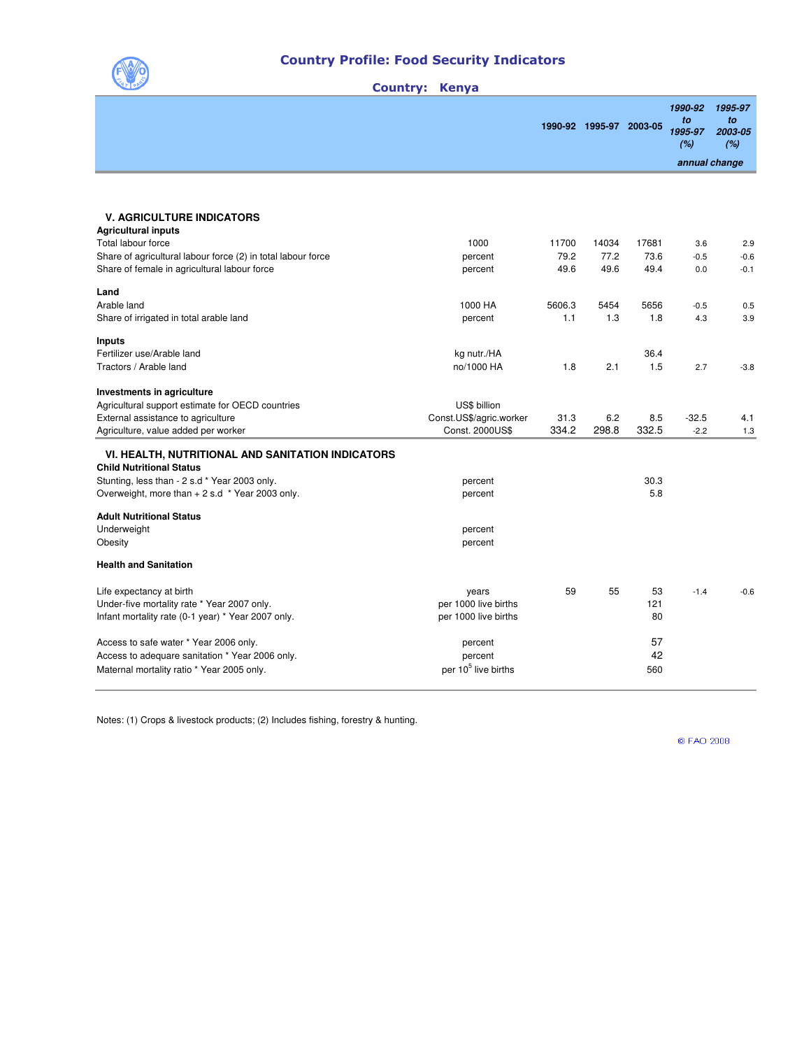# Country Profile: Food Security Indicators

**Country: Kenya**

| | | 1990-92 | 1995-97 | 2003-05 | *1990-92 to 1995-97 (%)* | *1995-97 to 2003-05 (%)* |
|---|---|---|---|---|---|---|
| | | | | | *annual change* | |
| **V. AGRICULTURE INDICATORS** | | | | | | |
| **Agricultural inputs** | | | | | | |
| Total labour force | 1000 | 11700 | 14034 | 17681 | 3.6 | 2.9 |
| Share of agricultural labour force (2) in total labour force | percent | 79.2 | 77.2 | 73.6 | -0.5 | -0.6 |
| Share of female in agricultural labour force | percent | 49.6 | 49.6 | 49.4 | 0.0 | -0.1 |
| **Land** | | | | | | |
| Arable land | 1000 HA | 5606.3 | 5454 | 5656 | -0.5 | 0.5 |
| Share of irrigated in total arable land | percent | 1.1 | 1.3 | 1.8 | 4.3 | 3.9 |
| **Inputs** | | | | | | |
| Fertilizer use/Arable land | kg nutr./HA | | | 36.4 | | |
| Tractors / Arable land | no/1000 HA | 1.8 | 2.1 | 1.5 | 2.7 | -3.8 |
| **Investments in agriculture** | | | | | | |
| Agricultural support estimate for OECD countries | US$ billion | | | | | |
| External assistance to agriculture | Const.US$/agric.worker | 31.3 | 6.2 | 8.5 | -32.5 | 4.1 |
| Agriculture, value added per worker | Const. 2000US$ | 334.2 | 298.8 | 332.5 | -2.2 | 1.3 |
| **VI. HEALTH, NUTRITIONAL AND SANITATION INDICATORS** | | | | | | |
| **Child Nutritional Status** | | | | | | |
| Stunting, less than - 2 s.d * Year 2003 only. | percent | | | 30.3 | | |
| Overweight, more than + 2 s.d * Year 2003 only. | percent | | | 5.8 | | |
| **Adult Nutritional Status** | | | | | | |
| Underweight | percent | | | | | |
| Obesity | percent | | | | | |
| **Health and Sanitation** | | | | | | |
| Life expectancy at birth | years | 59 | 55 | 53 | -1.4 | -0.6 |
| Under-five mortality rate * Year 2007 only. | per 1000 live births | | | 121 | | |
| Infant mortality rate (0-1 year) * Year 2007 only. | per 1000 live births | | | 80 | | |
| Access to safe water * Year 2006 only. | percent | | | 57 | | |
| Access to adequare sanitation * Year 2006 only. | percent | | | 42 | | |
| Maternal mortality ratio * Year 2005 only. | per $10^5$ live births | | | 560 | | |

Notes: (1) Crops & livestock products; (2) Includes fishing, forestry & hunting.

© FAO 2008